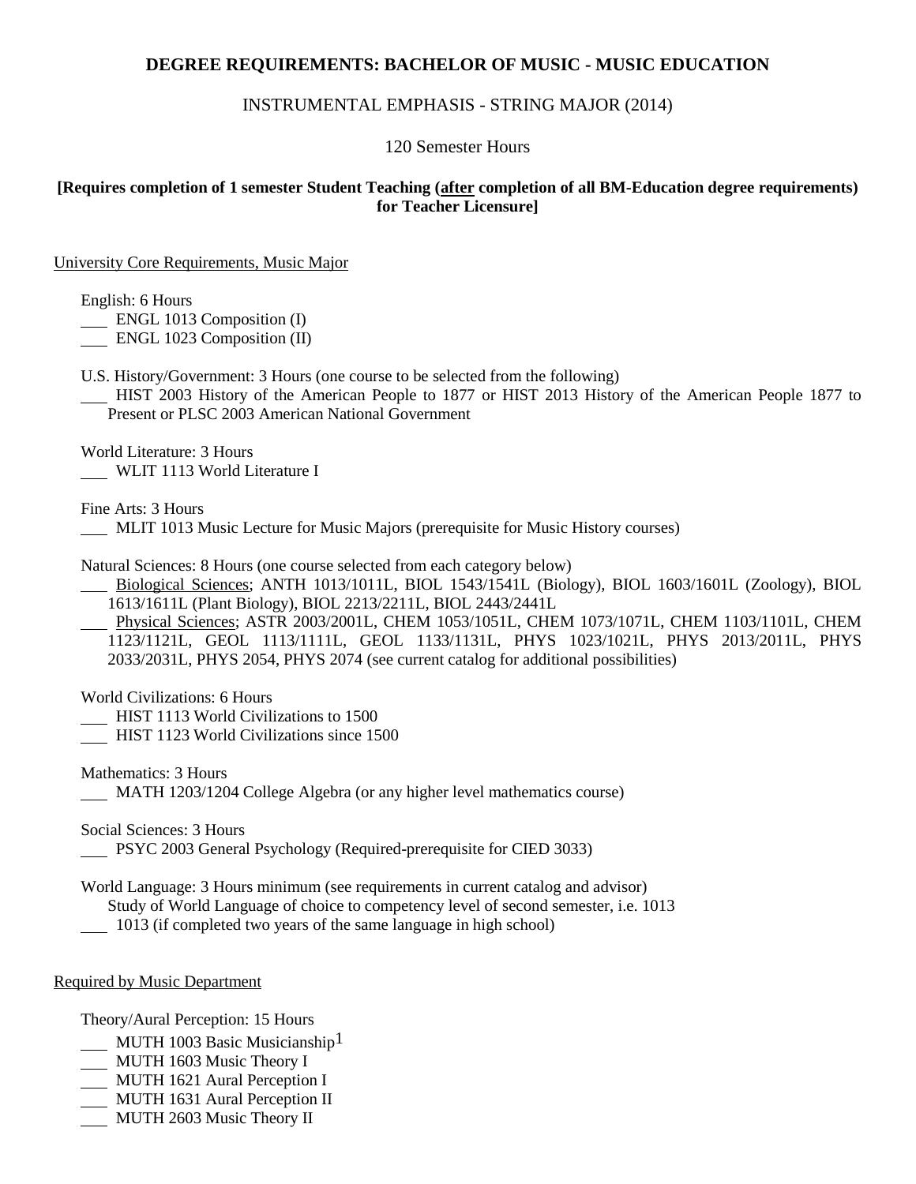# DEGREE REQUIREMENTS: BACHELOR OF MUSIC - MUSIC EDUCATION

## INSTRUMENTAL EMPHASIS - STRING MAJOR (2014)

120 Semester Hours

**[Requires completion of 1 semester Student Teaching (<u>after</u> completion of all BM-Education degree requirements) for Teacher Licensure]**

<u>University Core Requirements, Music Major</u>

English: 6 Hours

\_\_\_ ENGL 1013 Composition (I)

\_\_\_ ENGL 1023 Composition (II)

U.S. History/Government: 3 Hours (one course to be selected from the following)

\_\_\_ HIST 2003 History of the American People to 1877 or HIST 2013 History of the American People 1877 to Present or PLSC 2003 American National Government

World Literature: 3 Hours

\_\_\_ WLIT 1113 World Literature I

Fine Arts: 3 Hours

\_\_\_ MLIT 1013 Music Lecture for Music Majors (prerequisite for Music History courses)

Natural Sciences: 8 Hours (one course selected from each category below)

\_\_\_ <u>Biological Sciences</u>; ANTH 1013/1011L, BIOL 1543/1541L (Biology), BIOL 1603/1601L (Zoology), BIOL 1613/1611L (Plant Biology), BIOL 2213/2211L, BIOL 2443/2441L

\_\_\_ <u>Physical Sciences</u>; ASTR 2003/2001L, CHEM 1053/1051L, CHEM 1073/1071L, CHEM 1103/1101L, CHEM 1123/1121L, GEOL 1113/1111L, GEOL 1133/1131L, PHYS 1023/1021L, PHYS 2013/2011L, PHYS 2033/2031L, PHYS 2054, PHYS 2074 (see current catalog for additional possibilities)

World Civilizations: 6 Hours

\_\_\_ HIST 1113 World Civilizations to 1500

\_\_\_ HIST 1123 World Civilizations since 1500

Mathematics: 3 Hours

\_\_\_ MATH 1203/1204 College Algebra (or any higher level mathematics course)

Social Sciences: 3 Hours

\_\_\_ PSYC 2003 General Psychology (Required-prerequisite for CIED 3033)

World Language: 3 Hours minimum (see requirements in current catalog and advisor)

Study of World Language of choice to competency level of second semester, i.e. 1013

\_\_\_ 1013 (if completed two years of the same language in high school)

<u>Required by Music Department</u>

Theory/Aural Perception: 15 Hours

\_\_\_ MUTH 1003 Basic Musicianship[1]

\_\_\_ MUTH 1603 Music Theory I

\_\_\_ MUTH 1621 Aural Perception I

\_\_\_ MUTH 1631 Aural Perception II

\_\_\_ MUTH 2603 Music Theory II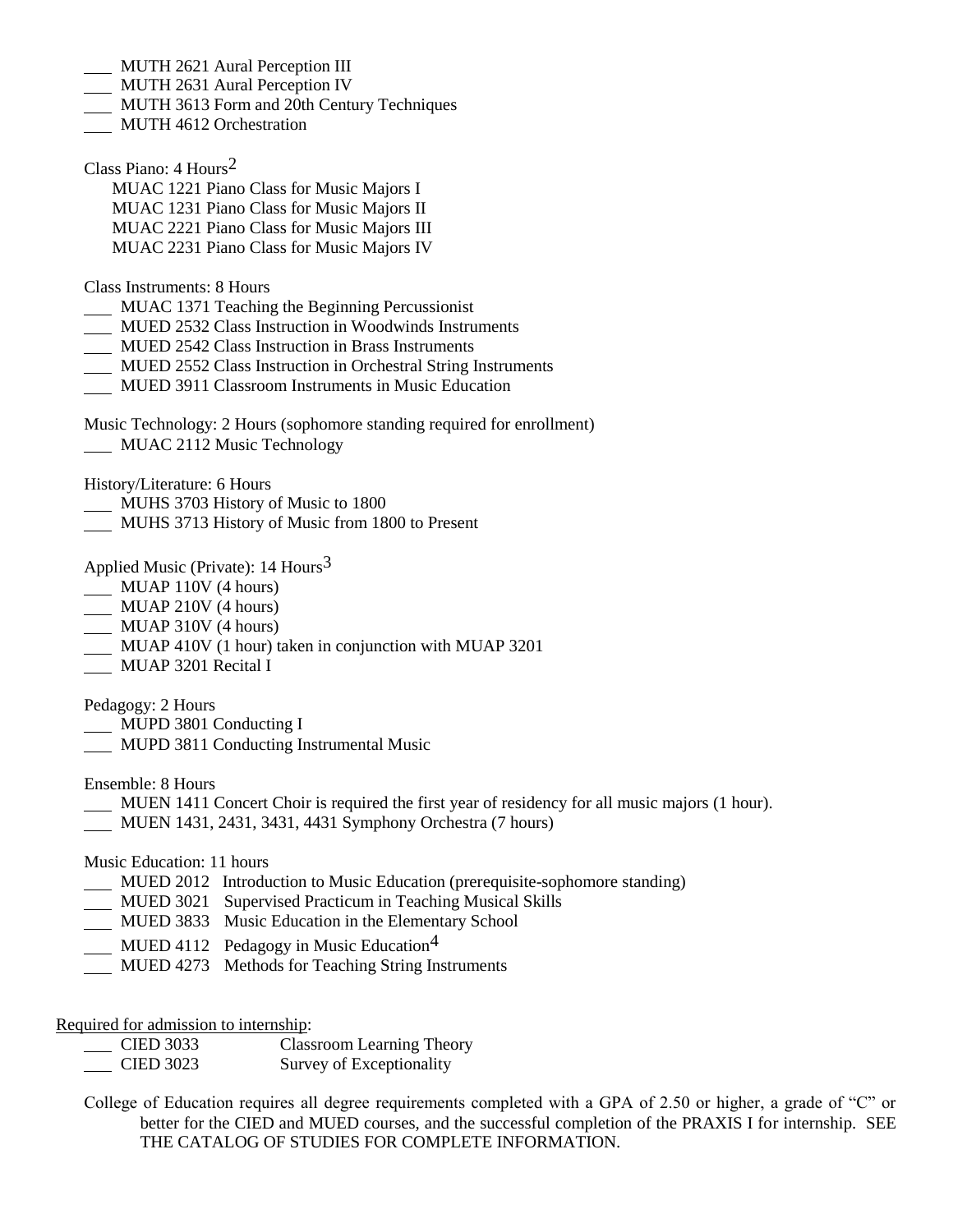- ___ MUTH 2621 Aural Perception III
- ___ MUTH 2631 Aural Perception IV
- ___ MUTH 3613 Form and 20th Century Techniques
- ___ MUTH 4612 Orchestration

Class Piano: 4 Hours[2]

MUAC 1221 Piano Class for Music Majors I
MUAC 1231 Piano Class for Music Majors II
MUAC 2221 Piano Class for Music Majors III
MUAC 2231 Piano Class for Music Majors IV

Class Instruments: 8 Hours

- ___ MUAC 1371 Teaching the Beginning Percussionist
- ___ MUED 2532 Class Instruction in Woodwinds Instruments
- ___ MUED 2542 Class Instruction in Brass Instruments
- ___ MUED 2552 Class Instruction in Orchestral String Instruments
- ___ MUED 3911 Classroom Instruments in Music Education

Music Technology: 2 Hours (sophomore standing required for enrollment)

- ___ MUAC 2112 Music Technology

History/Literature: 6 Hours

- ___ MUHS 3703 History of Music to 1800
- ___ MUHS 3713 History of Music from 1800 to Present

Applied Music (Private): 14 Hours[3]

- ___ MUAP 110V (4 hours)
- ___ MUAP 210V (4 hours)
- ___ MUAP 310V (4 hours)
- ___ MUAP 410V (1 hour) taken in conjunction with MUAP 3201
- ___ MUAP 3201 Recital I

Pedagogy: 2 Hours

- ___ MUPD 3801 Conducting I
- ___ MUPD 3811 Conducting Instrumental Music

Ensemble: 8 Hours

- ___ MUEN 1411 Concert Choir is required the first year of residency for all music majors (1 hour).
- ___ MUEN 1431, 2431, 3431, 4431 Symphony Orchestra (7 hours)

Music Education: 11 hours

- ___ MUED 2012 Introduction to Music Education (prerequisite-sophomore standing)
- ___ MUED 3021 Supervised Practicum in Teaching Musical Skills
- ___ MUED 3833 Music Education in the Elementary School
- ___ MUED 4112 Pedagogy in Music Education[4]
- ___ MUED 4273 Methods for Teaching String Instruments

<u>Required for admission to internship</u>:

- ___ CIED 3033 Classroom Learning Theory
- ___ CIED 3023 Survey of Exceptionality

College of Education requires all degree requirements completed with a GPA of 2.50 or higher, a grade of "C" or better for the CIED and MUED courses, and the successful completion of the PRAXIS I for internship. SEE THE CATALOG OF STUDIES FOR COMPLETE INFORMATION.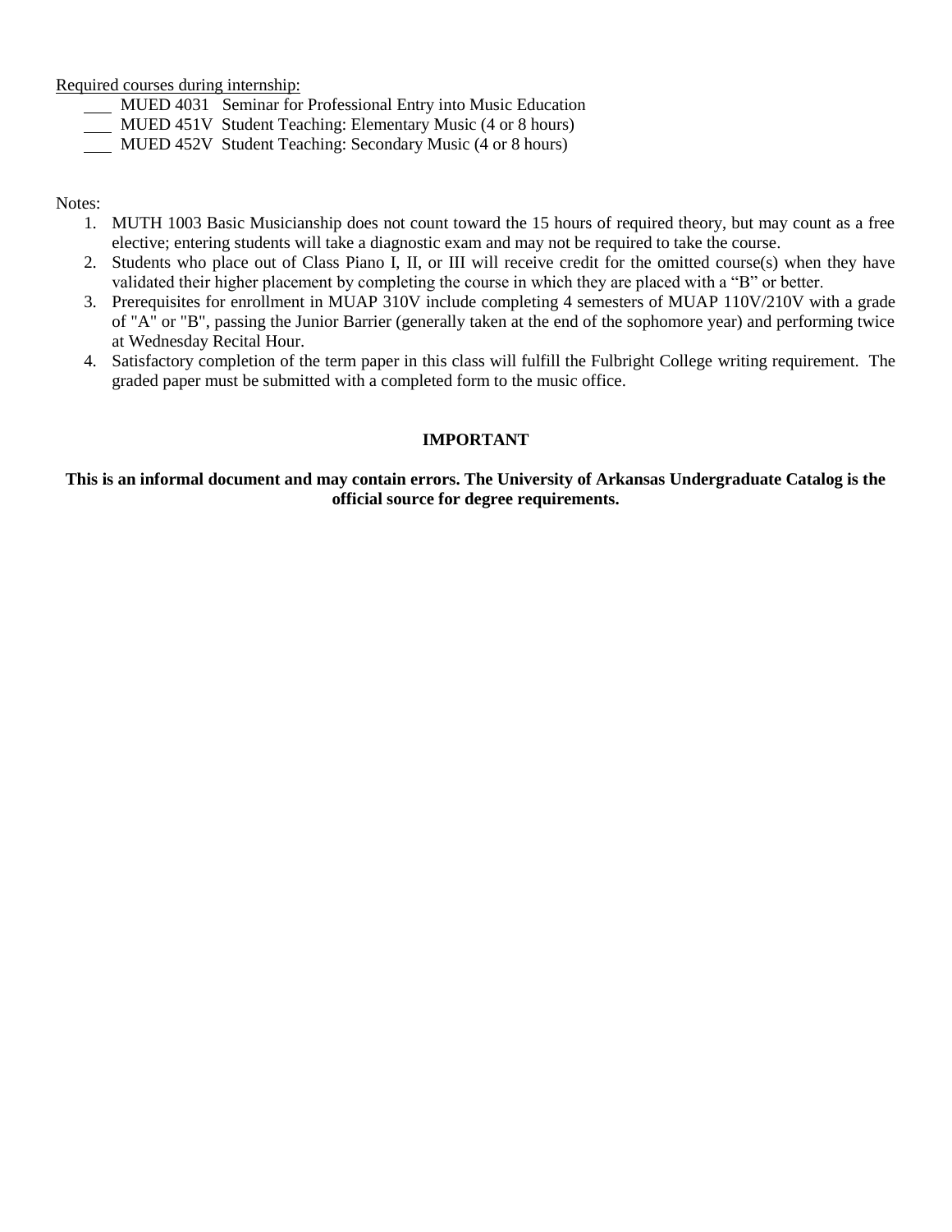<u>Required courses during internship:</u>

- ___ MUED 4031 Seminar for Professional Entry into Music Education
- ___ MUED 451V Student Teaching: Elementary Music (4 or 8 hours)
- ___ MUED 452V Student Teaching: Secondary Music (4 or 8 hours)

Notes:

1. MUTH 1003 Basic Musicianship does not count toward the 15 hours of required theory, but may count as a free elective; entering students will take a diagnostic exam and may not be required to take the course.
2. Students who place out of Class Piano I, II, or III will receive credit for the omitted course(s) when they have validated their higher placement by completing the course in which they are placed with a "B" or better.
3. Prerequisites for enrollment in MUAP 310V include completing 4 semesters of MUAP 110V/210V with a grade of "A" or "B", passing the Junior Barrier (generally taken at the end of the sophomore year) and performing twice at Wednesday Recital Hour.
4. Satisfactory completion of the term paper in this class will fulfill the Fulbright College writing requirement. The graded paper must be submitted with a completed form to the music office.

**IMPORTANT**

**This is an informal document and may contain errors. The University of Arkansas Undergraduate Catalog is the official source for degree requirements.**